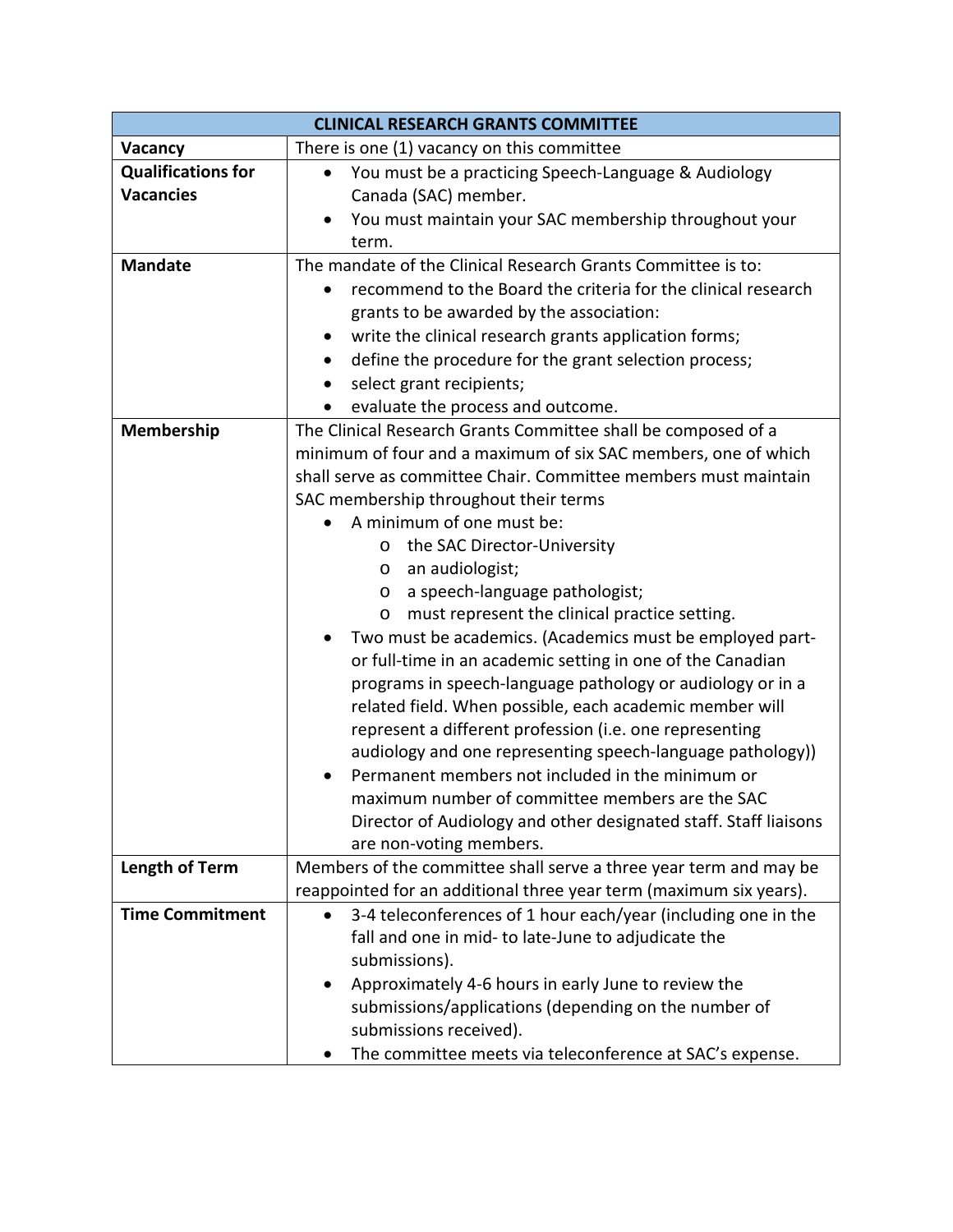| CLINICAL RESEARCH GRANTS COMMITTEE | |
|---|---|
| **Vacancy** | There is one (1) vacancy on this committee |
| **Qualifications for Vacancies** | • You must be a practicing Speech-Language & Audiology Canada (SAC) member.<br>• You must maintain your SAC membership throughout your term. |
| **Mandate** | The mandate of the Clinical Research Grants Committee is to:<br>• recommend to the Board the criteria for the clinical research grants to be awarded by the association:<br>• write the clinical research grants application forms;<br>• define the procedure for the grant selection process;<br>• select grant recipients;<br>• evaluate the process and outcome. |
| **Membership** | The Clinical Research Grants Committee shall be composed of a minimum of four and a maximum of six SAC members, one of which shall serve as committee Chair. Committee members must maintain SAC membership throughout their terms<br>• A minimum of one must be:<br>&nbsp;&nbsp;&nbsp;&nbsp;o the SAC Director-University<br>&nbsp;&nbsp;&nbsp;&nbsp;o an audiologist;<br>&nbsp;&nbsp;&nbsp;&nbsp;o a speech-language pathologist;<br>&nbsp;&nbsp;&nbsp;&nbsp;o must represent the clinical practice setting.<br>• Two must be academics. (Academics must be employed part- or full-time in an academic setting in one of the Canadian programs in speech-language pathology or audiology or in a related field. When possible, each academic member will represent a different profession (i.e. one representing audiology and one representing speech-language pathology))<br>• Permanent members not included in the minimum or maximum number of committee members are the SAC Director of Audiology and other designated staff. Staff liaisons are non-voting members. |
| **Length of Term** | Members of the committee shall serve a three year term and may be reappointed for an additional three year term (maximum six years). |
| **Time Commitment** | • 3-4 teleconferences of 1 hour each/year (including one in the fall and one in mid- to late-June to adjudicate the submissions).<br>• Approximately 4-6 hours in early June to review the submissions/applications (depending on the number of submissions received).<br>• The committee meets via teleconference at SAC's expense. |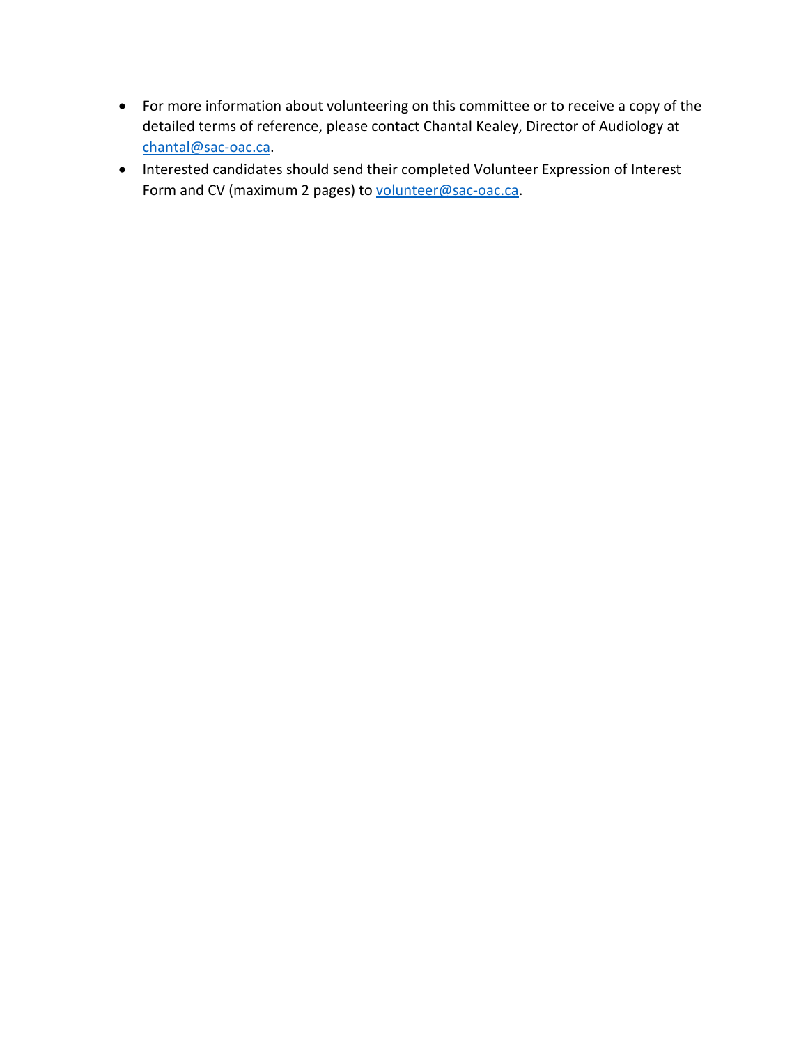- For more information about volunteering on this committee or to receive a copy of the detailed terms of reference, please contact Chantal Kealey, Director of Audiology at chantal@sac-oac.ca.
- Interested candidates should send their completed Volunteer Expression of Interest Form and CV (maximum 2 pages) to volunteer@sac-oac.ca.